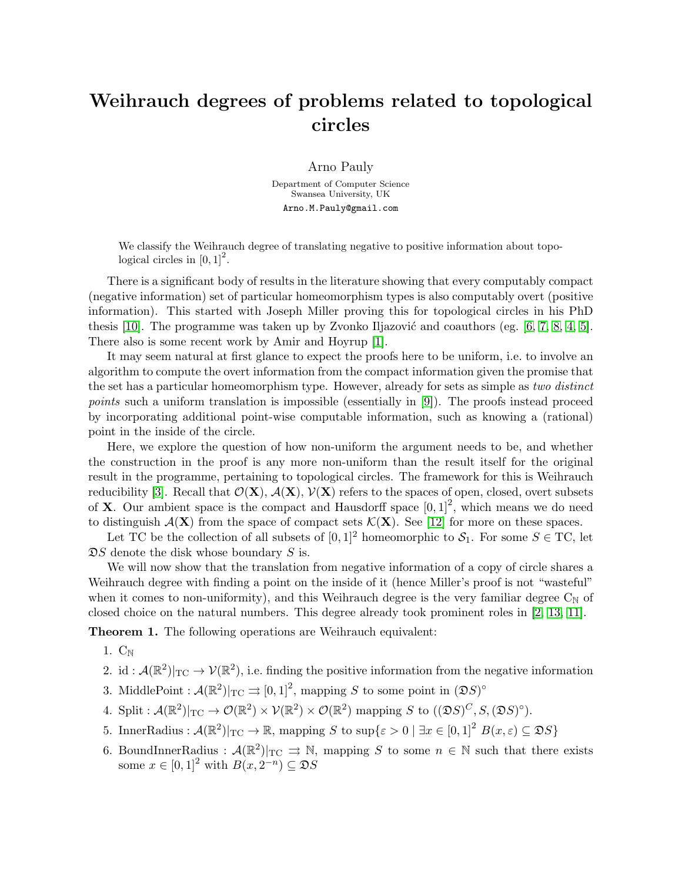# Weihrauch degrees of problems related to topological circles

Arno Pauly

Department of Computer Science
Swansea University, UK

Arno.M.Pauly@gmail.com

We classify the Weihrauch degree of translating negative to positive information about topological circles in $[0,1]^2$.

There is a significant body of results in the literature showing that every computably compact (negative information) set of particular homeomorphism types is also computably overt (positive information). This started with Joseph Miller proving this for topological circles in his PhD thesis [10]. The programme was taken up by Zvonko Iljazović and coauthors (eg. [6, 7, 8, 4, 5]. There also is some recent work by Amir and Hoyrup [1].

It may seem natural at first glance to expect the proofs here to be uniform, i.e. to involve an algorithm to compute the overt information from the compact information given the promise that the set has a particular homeomorphism type. However, already for sets as simple as *two distinct points* such a uniform translation is impossible (essentially in [9]). The proofs instead proceed by incorporating additional point-wise computable information, such as knowing a (rational) point in the inside of the circle.

Here, we explore the question of how non-uniform the argument needs to be, and whether the construction in the proof is any more non-uniform than the result itself for the original result in the programme, pertaining to topological circles. The framework for this is Weihrauch reducibility [3]. Recall that $\mathcal{O}(\mathbf{X})$, $\mathcal{A}(\mathbf{X})$, $\mathcal{V}(\mathbf{X})$ refers to the spaces of open, closed, overt subsets of $\mathbf{X}$. Our ambient space is the compact and Hausdorff space $[0,1]^2$, which means we do need to distinguish $\mathcal{A}(\mathbf{X})$ from the space of compact sets $\mathcal{K}(\mathbf{X})$. See [12] for more on these spaces.

Let TC be the collection of all subsets of $[0,1]^2$ homeomorphic to $\mathcal{S}_1$. For some $S \in \mathrm{TC}$, let $\mathfrak{D}S$ denote the disk whose boundary $S$ is.

We will now show that the translation from negative information of a copy of circle shares a Weihrauch degree with finding a point on the inside of it (hence Miller's proof is not "wasteful" when it comes to non-uniformity), and this Weihrauch degree is the very familiar degree $\mathrm{C}_\mathbb{N}$ of closed choice on the natural numbers. This degree already took prominent roles in [2, 13, 11].

**Theorem 1.** The following operations are Weihrauch equivalent:

1. $\mathrm{C}_\mathbb{N}$
2. $\mathrm{id} : \mathcal{A}(\mathbb{R}^2)|_{\mathrm{TC}} \to \mathcal{V}(\mathbb{R}^2)$, i.e. finding the positive information from the negative information
3. $\mathrm{MiddlePoint} : \mathcal{A}(\mathbb{R}^2)|_{\mathrm{TC}} \rightrightarrows [0,1]^2$, mapping $S$ to some point in $(\mathfrak{D}S)^\circ$
4. $\mathrm{Split} : \mathcal{A}(\mathbb{R}^2)|_{\mathrm{TC}} \to \mathcal{O}(\mathbb{R}^2) \times \mathcal{V}(\mathbb{R}^2) \times \mathcal{O}(\mathbb{R}^2)$ mapping $S$ to $((\mathfrak{D}S)^C, S, (\mathfrak{D}S)^\circ)$.
5. $\mathrm{InnerRadius} : \mathcal{A}(\mathbb{R}^2)|_{\mathrm{TC}} \to \mathbb{R}$, mapping $S$ to $\sup\{\varepsilon > 0 \mid \exists x \in [0,1]^2 \ B(x,\varepsilon) \subseteq \mathfrak{D}S\}$
6. $\mathrm{BoundInnerRadius} : \mathcal{A}(\mathbb{R}^2)|_{\mathrm{TC}} \rightrightarrows \mathbb{N}$, mapping $S$ to some $n \in \mathbb{N}$ such that there exists some $x \in [0,1]^2$ with $B(x, 2^{-n}) \subseteq \mathfrak{D}S$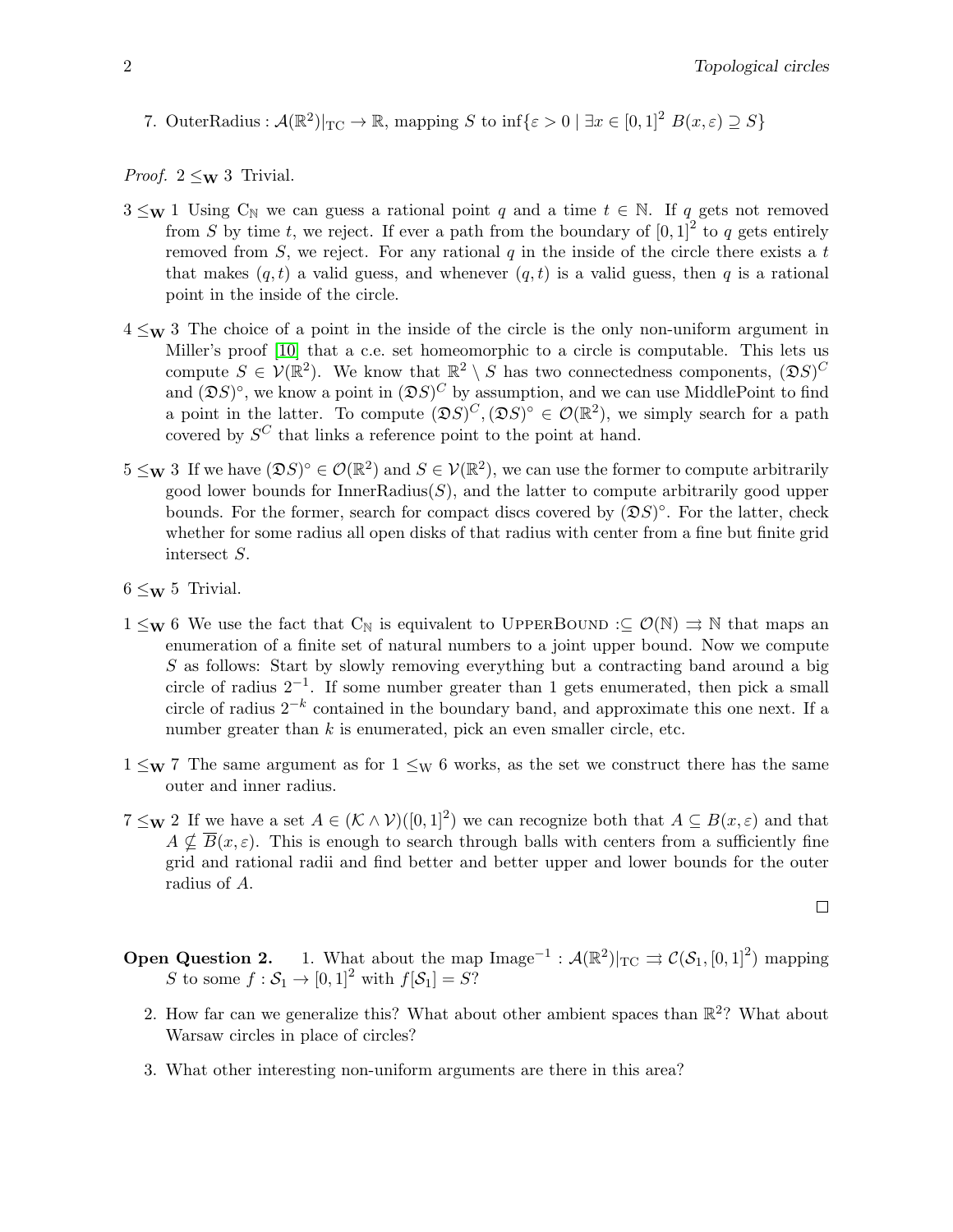7. OuterRadius : $\mathcal{A}(\mathbb{R}^2)|_{\mathrm{TC}} \to \mathbb{R}$, mapping $S$ to $\inf\{\varepsilon > 0 \mid \exists x \in [0,1]^2 \; B(x,\varepsilon) \supseteq S\}$

*Proof.* $2 \leq_{\mathbf{W}} 3$ Trivial.

$3 \leq_{\mathbf{W}} 1$ Using $\mathrm{C}_{\mathbb{N}}$ we can guess a rational point $q$ and a time $t \in \mathbb{N}$. If $q$ gets not removed from $S$ by time $t$, we reject. If ever a path from the boundary of $[0,1]^2$ to $q$ gets entirely removed from $S$, we reject. For any rational $q$ in the inside of the circle there exists a $t$ that makes $(q,t)$ a valid guess, and whenever $(q,t)$ is a valid guess, then $q$ is a rational point in the inside of the circle.

$4 \leq_{\mathbf{W}} 3$ The choice of a point in the inside of the circle is the only non-uniform argument in Miller's proof [10] that a c.e. set homeomorphic to a circle is computable. This lets us compute $S \in \mathcal{V}(\mathbb{R}^2)$. We know that $\mathbb{R}^2 \setminus S$ has two connectedness components, $(\mathfrak{D}S)^C$ and $(\mathfrak{D}S)^\circ$, we know a point in $(\mathfrak{D}S)^C$ by assumption, and we can use MiddlePoint to find a point in the latter. To compute $(\mathfrak{D}S)^C, (\mathfrak{D}S)^\circ \in \mathcal{O}(\mathbb{R}^2)$, we simply search for a path covered by $S^C$ that links a reference point to the point at hand.

$5 \leq_{\mathbf{W}} 3$ If we have $(\mathfrak{D}S)^\circ \in \mathcal{O}(\mathbb{R}^2)$ and $S \in \mathcal{V}(\mathbb{R}^2)$, we can use the former to compute arbitrarily good lower bounds for InnerRadius$(S)$, and the latter to compute arbitrarily good upper bounds. For the former, search for compact discs covered by $(\mathfrak{D}S)^\circ$. For the latter, check whether for some radius all open disks of that radius with center from a fine but finite grid intersect $S$.

$6 \leq_{\mathbf{W}} 5$ Trivial.

$1 \leq_{\mathbf{W}} 6$ We use the fact that $\mathrm{C}_{\mathbb{N}}$ is equivalent to UpperBound $:\subseteq \mathcal{O}(\mathbb{N}) \rightrightarrows \mathbb{N}$ that maps an enumeration of a finite set of natural numbers to a joint upper bound. Now we compute $S$ as follows: Start by slowly removing everything but a contracting band around a big circle of radius $2^{-1}$. If some number greater than 1 gets enumerated, then pick a small circle of radius $2^{-k}$ contained in the boundary band, and approximate this one next. If a number greater than $k$ is enumerated, pick an even smaller circle, etc.

$1 \leq_{\mathbf{W}} 7$ The same argument as for $1 \leq_{\mathrm{W}} 6$ works, as the set we construct there has the same outer and inner radius.

$7 \leq_{\mathbf{W}} 2$ If we have a set $A \in (\mathcal{K} \wedge \mathcal{V})([0,1]^2)$ we can recognize both that $A \subseteq B(x,\varepsilon)$ and that $A \nsubseteq \overline{B}(x,\varepsilon)$. This is enough to search through balls with centers from a sufficiently fine grid and rational radii and find better and better upper and lower bounds for the outer radius of $A$.

∎

**Open Question 2.** 1. What about the map $\mathrm{Image}^{-1} : \mathcal{A}(\mathbb{R}^2)|_{\mathrm{TC}} \rightrightarrows \mathcal{C}(\mathcal{S}_1, [0,1]^2)$ mapping $S$ to some $f : \mathcal{S}_1 \to [0,1]^2$ with $f[\mathcal{S}_1] = S$?

2. How far can we generalize this? What about other ambient spaces than $\mathbb{R}^2$? What about Warsaw circles in place of circles?

3. What other interesting non-uniform arguments are there in this area?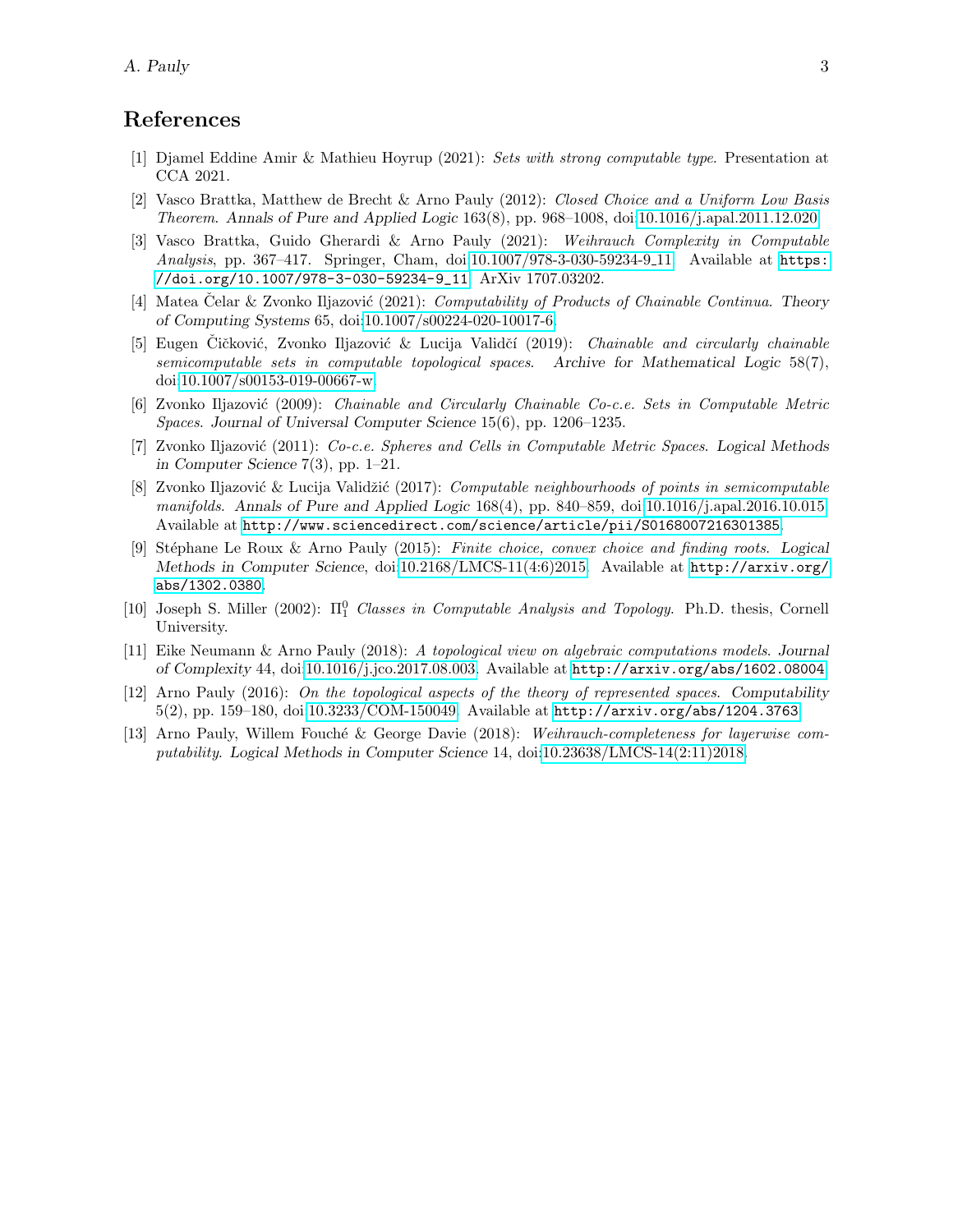## References

[1] Djamel Eddine Amir & Mathieu Hoyrup (2021): *Sets with strong computable type*. Presentation at CCA 2021.

[2] Vasco Brattka, Matthew de Brecht & Arno Pauly (2012): *Closed Choice and a Uniform Low Basis Theorem*. Annals of Pure and Applied Logic 163(8), pp. 968–1008, doi:10.1016/j.apal.2011.12.020.

[3] Vasco Brattka, Guido Gherardi & Arno Pauly (2021): *Weihrauch Complexity in Computable Analysis*, pp. 367–417. Springer, Cham, doi:10.1007/978-3-030-59234-9_11. Available at `https://doi.org/10.1007/978-3-030-59234-9_11`. ArXiv 1707.03202.

[4] Matea Čelar & Zvonko Iljazović (2021): *Computability of Products of Chainable Continua*. Theory of Computing Systems 65, doi:10.1007/s00224-020-10017-6.

[5] Eugen Čičković, Zvonko Iljazović & Lucija Validčí (2019): *Chainable and circularly chainable semicomputable sets in computable topological spaces*. Archive for Mathematical Logic 58(7), doi:10.1007/s00153-019-00667-w.

[6] Zvonko Iljazović (2009): *Chainable and Circularly Chainable Co-c.e. Sets in Computable Metric Spaces*. Journal of Universal Computer Science 15(6), pp. 1206–1235.

[7] Zvonko Iljazović (2011): *Co-c.e. Spheres and Cells in Computable Metric Spaces*. Logical Methods in Computer Science 7(3), pp. 1–21.

[8] Zvonko Iljazović & Lucija Validžić (2017): *Computable neighbourhoods of points in semicomputable manifolds*. Annals of Pure and Applied Logic 168(4), pp. 840–859, doi:10.1016/j.apal.2016.10.015. Available at `http://www.sciencedirect.com/science/article/pii/S0168007216301385`.

[9] Stéphane Le Roux & Arno Pauly (2015): *Finite choice, convex choice and finding roots*. Logical Methods in Computer Science, doi:10.2168/LMCS-11(4:6)2015. Available at `http://arxiv.org/abs/1302.0380`.

[10] Joseph S. Miller (2002): *$\Pi^0_1$ Classes in Computable Analysis and Topology*. Ph.D. thesis, Cornell University.

[11] Eike Neumann & Arno Pauly (2018): *A topological view on algebraic computations models*. Journal of Complexity 44, doi:10.1016/j.jco.2017.08.003. Available at `http://arxiv.org/abs/1602.08004`.

[12] Arno Pauly (2016): *On the topological aspects of the theory of represented spaces*. Computability 5(2), pp. 159–180, doi:10.3233/COM-150049. Available at `http://arxiv.org/abs/1204.3763`.

[13] Arno Pauly, Willem Fouché & George Davie (2018): *Weihrauch-completeness for layerwise computability*. Logical Methods in Computer Science 14, doi:10.23638/LMCS-14(2:11)2018.